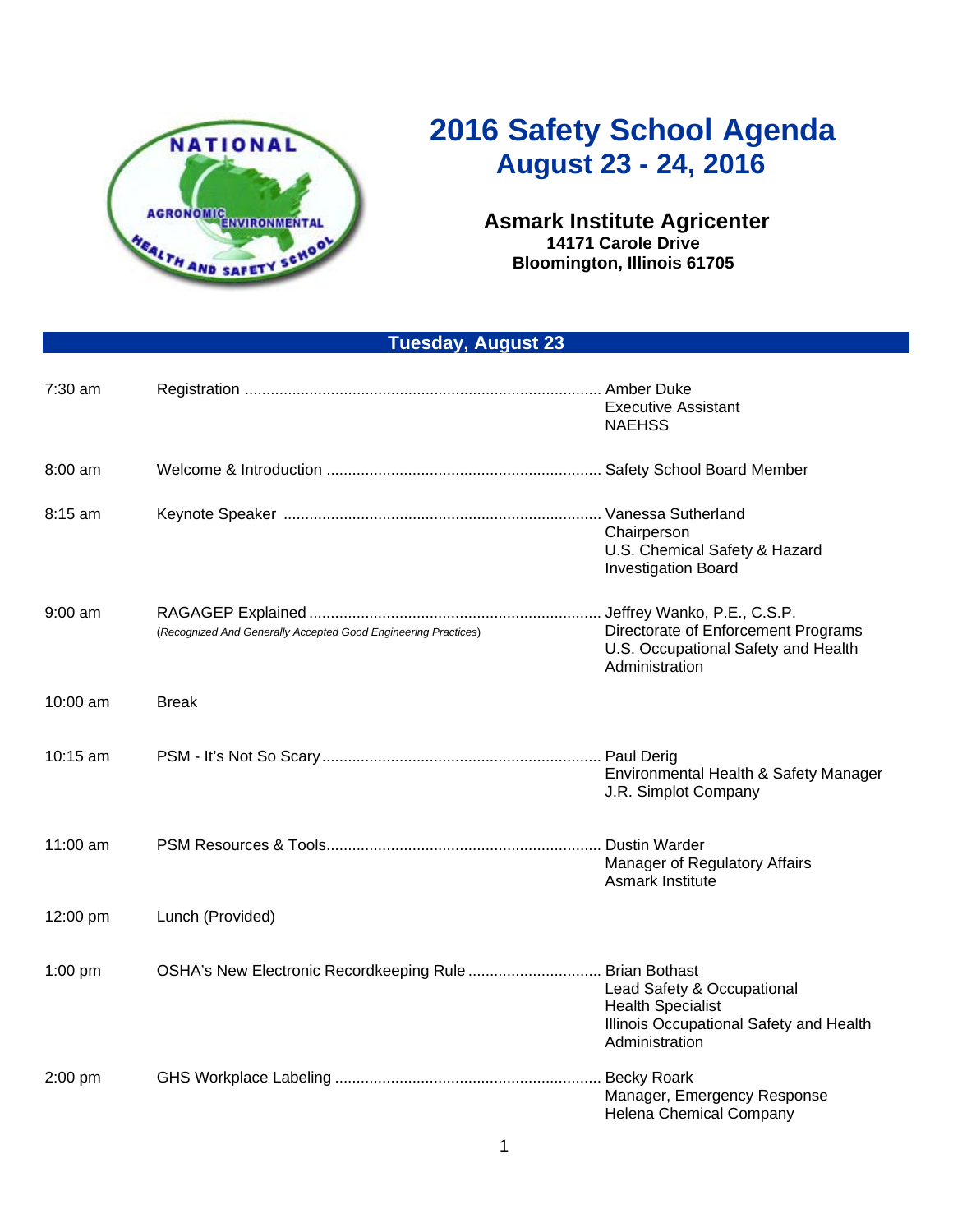# 2016 Safety School Agenda
## August 23 - 24, 2016

**Asmark Institute Agricenter**
**14171 Carole Drive**
**Bloomington, Illinois 61705**

## Tuesday, August 23

| Time | Session | Speaker |
|---|---|---|
| 7:30 am | Registration | Amber Duke<br>Executive Assistant<br>NAEHSS |
| 8:00 am | Welcome & Introduction | Safety School Board Member |
| 8:15 am | Keynote Speaker | Vanessa Sutherland<br>Chairperson<br>U.S. Chemical Safety & Hazard Investigation Board |
| 9:00 am | RAGAGEP Explained<br>*(Recognized And Generally Accepted Good Engineering Practices)* | Jeffrey Wanko, P.E., C.S.P.<br>Directorate of Enforcement Programs<br>U.S. Occupational Safety and Health Administration |
| 10:00 am | Break | |
| 10:15 am | PSM - It's Not So Scary | Paul Derig<br>Environmental Health & Safety Manager<br>J.R. Simplot Company |
| 11:00 am | PSM Resources & Tools | Dustin Warder<br>Manager of Regulatory Affairs<br>Asmark Institute |
| 12:00 pm | Lunch (Provided) | |
| 1:00 pm | OSHA's New Electronic Recordkeeping Rule | Brian Bothast<br>Lead Safety & Occupational Health Specialist<br>Illinois Occupational Safety and Health Administration |
| 2:00 pm | GHS Workplace Labeling | Becky Roark<br>Manager, Emergency Response<br>Helena Chemical Company |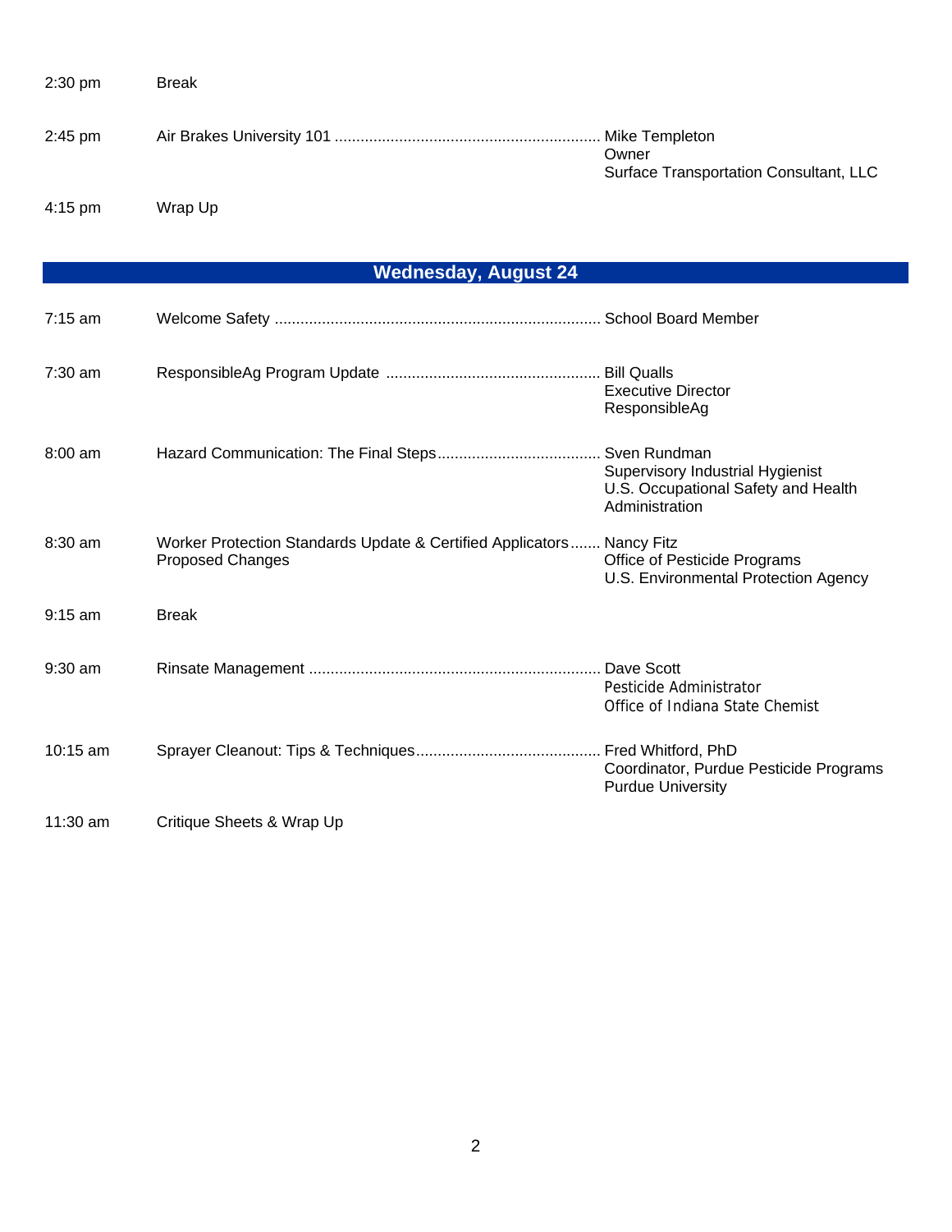2:30 pm Break

2:45 pm Air Brakes University 101 ............................................................. Mike Templeton
Owner
Surface Transportation Consultant, LLC

4:15 pm Wrap Up

## Wednesday, August 24

7:15 am Welcome Safety ............................................................................ School Board Member

7:30 am ResponsibleAg Program Update ................................................. Bill Qualls
Executive Director
ResponsibleAg

8:00 am Hazard Communication: The Final Steps..................................... Sven Rundman
Supervisory Industrial Hygienist
U.S. Occupational Safety and Health Administration

8:30 am Worker Protection Standards Update & Certified Applicators Proposed Changes....... Nancy Fitz
Office of Pesticide Programs
U.S. Environmental Protection Agency

9:15 am Break

9:30 am Rinsate Management .................................................................... Dave Scott
Pesticide Administrator
Office of Indiana State Chemist

10:15 am Sprayer Cleanout: Tips & Techniques........................................... Fred Whitford, PhD
Coordinator, Purdue Pesticide Programs
Purdue University

11:30 am Critique Sheets & Wrap Up